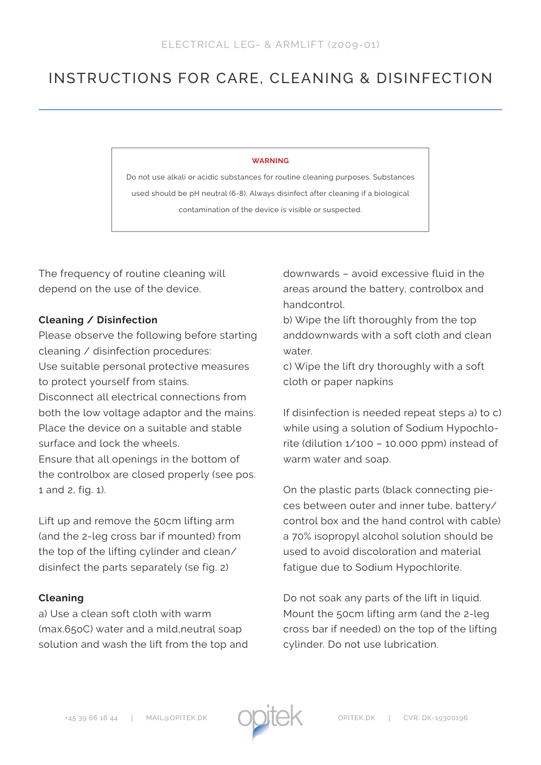ELECTRICAL LEG- & ARMLIFT (2009-01)

# INSTRUCTIONS FOR CARE, CLEANING & DISINFECTION

**WARNING**

Do not use alkali or acidic substances for routine cleaning purposes. Substances used should be pH neutral (6-8). Always disinfect after cleaning if a biological contamination of the device is visible or suspected.

The frequency of routine cleaning will depend on the use of the device.

**Cleaning / Disinfection**

Please observe the following before starting cleaning / disinfection procedures:
Use suitable personal protective measures to protect yourself from stains.
Disconnect all electrical connections from both the low voltage adaptor and the mains.
Place the device on a suitable and stable surface and lock the wheels.
Ensure that all openings in the bottom of the controlbox are closed properly (see pos. 1 and 2, fig. 1).

Lift up and remove the 50cm lifting arm (and the 2-leg cross bar if mounted) from the top of the lifting cylinder and clean/ disinfect the parts separately (se fig. 2)

**Cleaning**

a) Use a clean soft cloth with warm (max.65oC) water and a mild,neutral soap solution and wash the lift from the top and downwards – avoid excessive fluid in the areas around the battery, controlbox and handcontrol.
b) Wipe the lift thoroughly from the top anddownwards with a soft cloth and clean water.
c) Wipe the lift dry thoroughly with a soft cloth or paper napkins

If disinfection is needed repeat steps a) to c) while using a solution of Sodium Hypochlorite (dilution 1/100 – 10.000 ppm) instead of warm water and soap.

On the plastic parts (black connecting pieces between outer and inner tube, battery/ control box and the hand control with cable) a 70% isopropyl alcohol solution should be used to avoid discoloration and material fatigue due to Sodium Hypochlorite.

Do not soak any parts of the lift in liquid.
Mount the 50cm lifting arm (and the 2-leg cross bar if needed) on the top of the lifting cylinder. Do not use lubrication.

+45 39 66 16 44 | MAIL@OPITEK.DK opitek OPITEK.DK | CVR: DK-19300196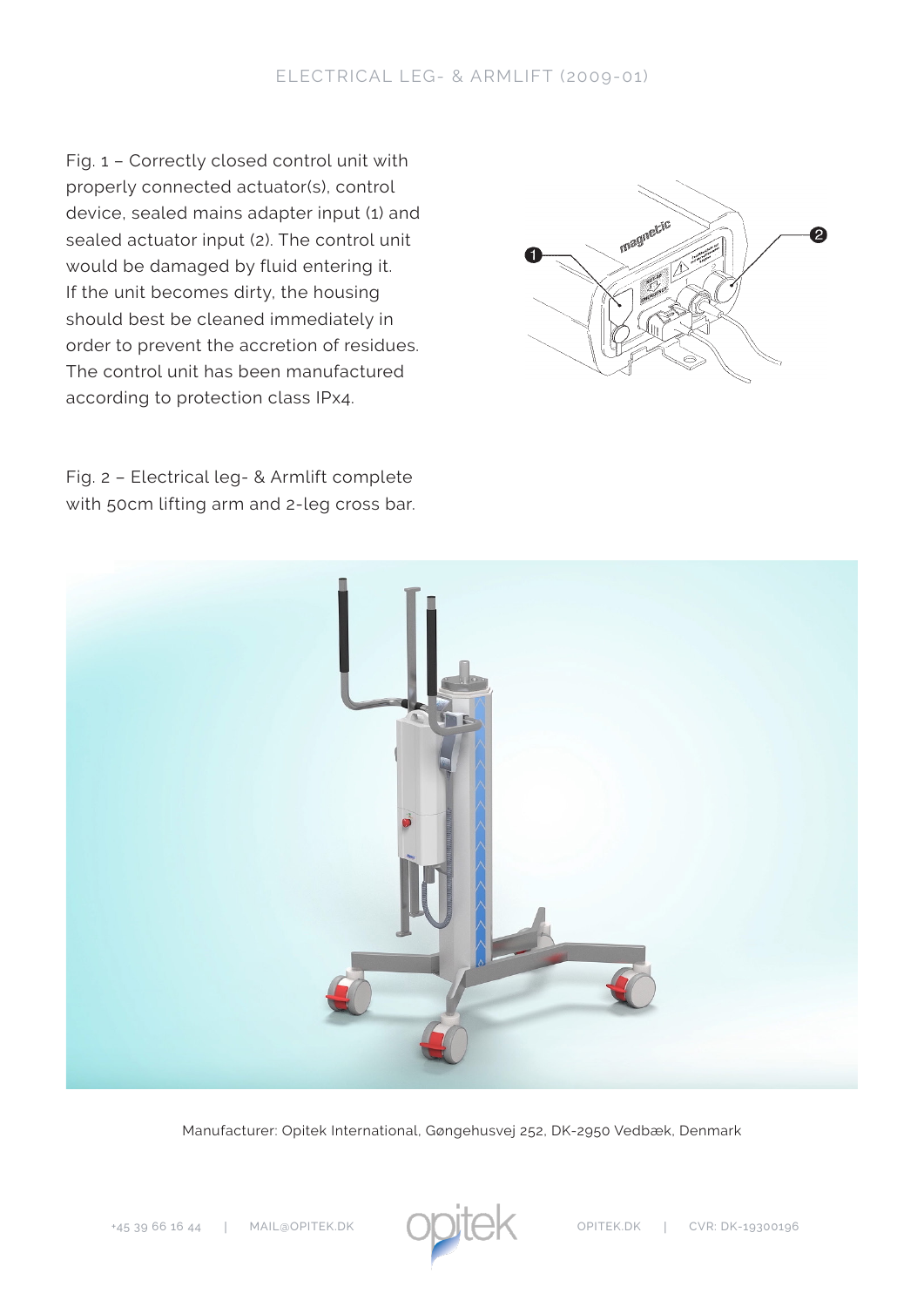Fig. 1 – Correctly closed control unit with properly connected actuator(s), control device, sealed mains adapter input (1) and sealed actuator input (2). The control unit would be damaged by fluid entering it. If the unit becomes dirty, the housing should best be cleaned immediately in order to prevent the accretion of residues. The control unit has been manufactured according to protection class IPx4.

Fig. 2 – Electrical leg- & Armlift complete with 50cm lifting arm and 2-leg cross bar.

Manufacturer: Opitek International, Gøngehusvej 252, DK-2950 Vedbæk, Denmark